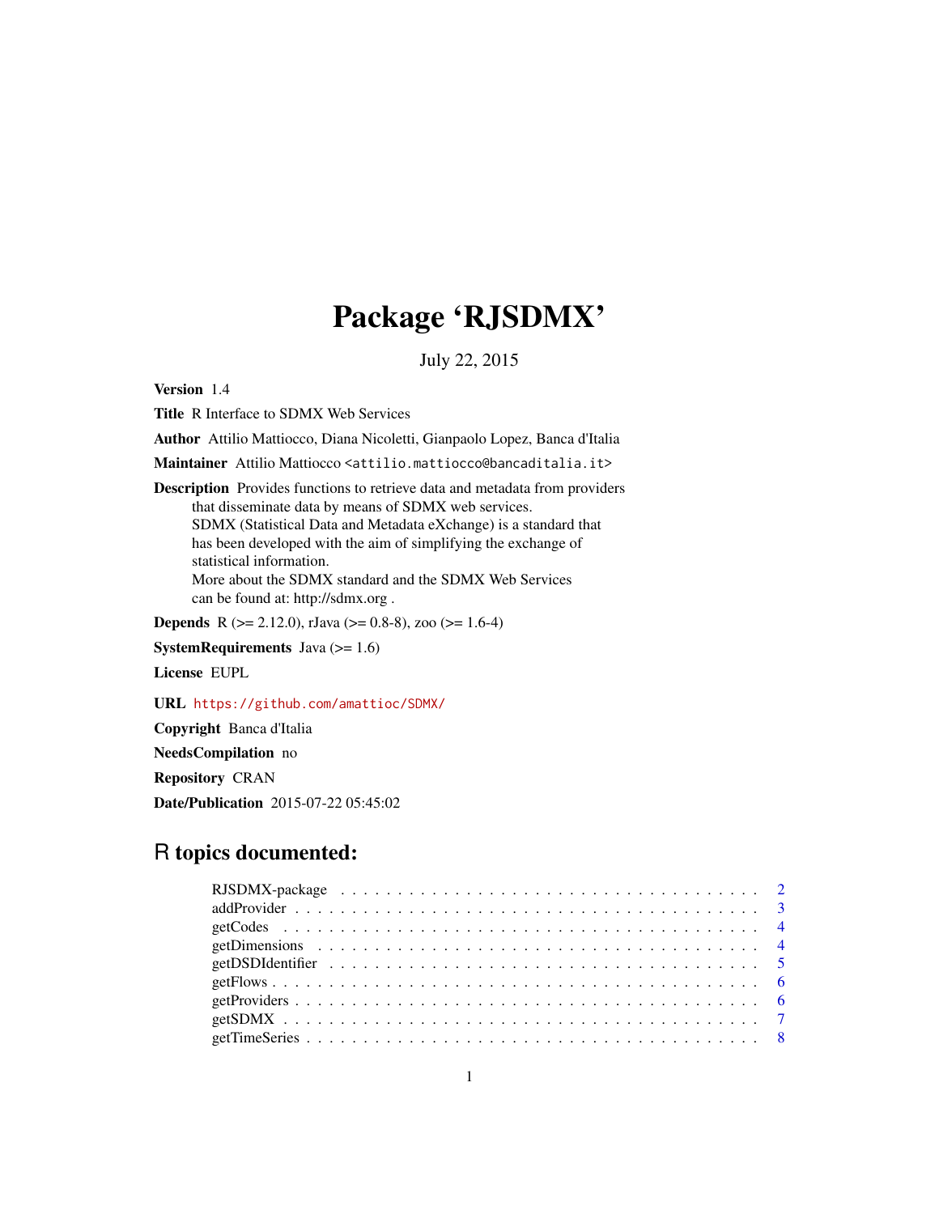# Package 'RJSDMX'

July 22, 2015

**Version** 1.4

**Title** R Interface to SDMX Web Services

**Author** Attilio Mattiocco, Diana Nicoletti, Gianpaolo Lopez, Banca d'Italia

**Maintainer** Attilio Mattiocco <attilio.mattiocco@bancaditalia.it>

**Description** Provides functions to retrieve data and metadata from providers that disseminate data by means of SDMX web services.
SDMX (Statistical Data and Metadata eXchange) is a standard that has been developed with the aim of simplifying the exchange of statistical information.
More about the SDMX standard and the SDMX Web Services can be found at: http://sdmx.org .

**Depends** R (>= 2.12.0), rJava (>= 0.8-8), zoo (>= 1.6-4)

**SystemRequirements** Java (>= 1.6)

**License** EUPL

**URL** https://github.com/amattioc/SDMX/

**Copyright** Banca d'Italia

**NeedsCompilation** no

**Repository** CRAN

**Date/Publication** 2015-07-22 05:45:02

## R topics documented:

| | |
|---|---|
| RJSDMX-package | 2 |
| addProvider | 3 |
| getCodes | 4 |
| getDimensions | 4 |
| getDSDIdentifier | 5 |
| getFlows | 6 |
| getProviders | 6 |
| getSDMX | 7 |
| getTimeSeries | 8 |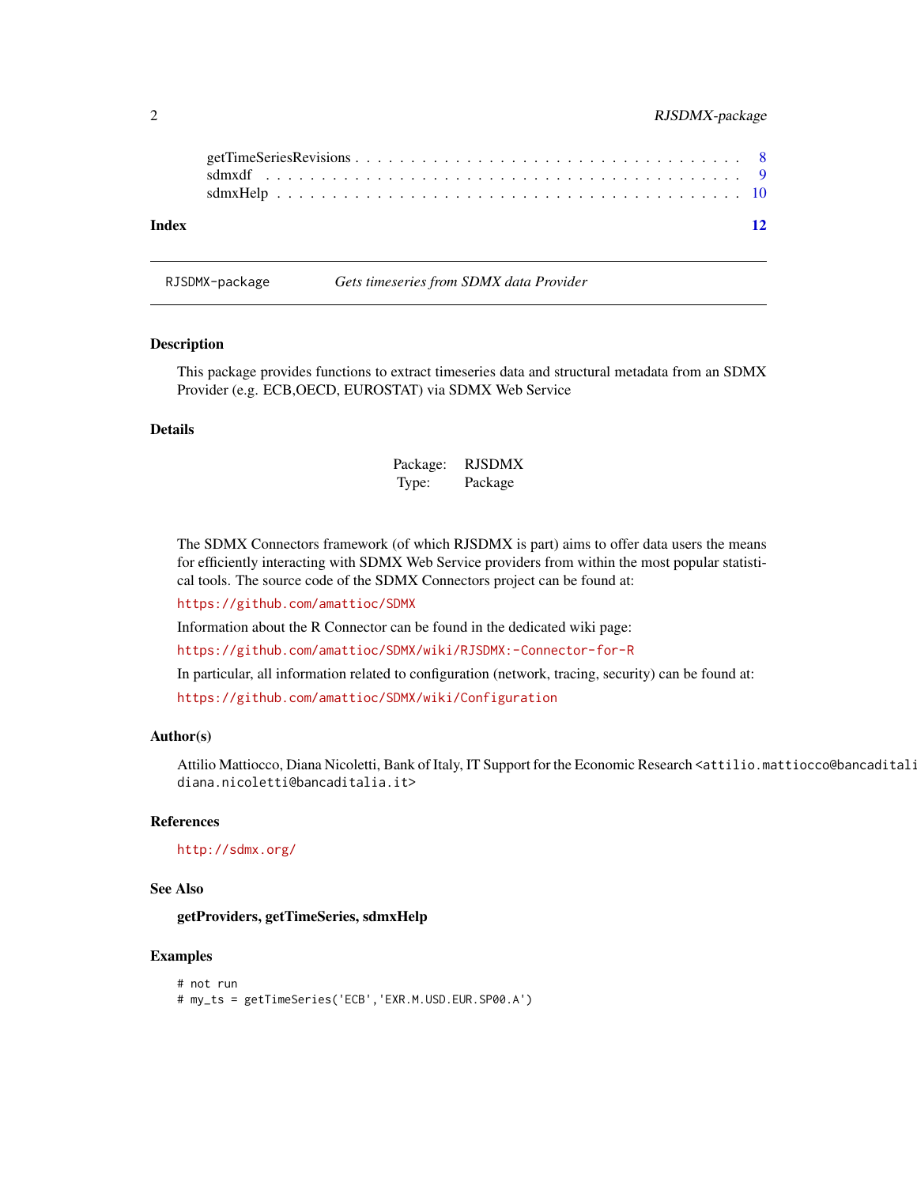getTimeSeriesRevisions . . . . . . . . . . . . . . . . . . . . . . . . . . . . . . . . . . 8
sdmxdf . . . . . . . . . . . . . . . . . . . . . . . . . . . . . . . . . . . . . . . . . 9
sdmxHelp . . . . . . . . . . . . . . . . . . . . . . . . . . . . . . . . . . . . . . . . 10

**Index** **12**

---

`RJSDMX-package` *Gets timeseries from SDMX data Provider*

---

## Description

This package provides functions to extract timeseries data and structural metadata from an SDMX Provider (e.g. ECB,OECD, EUROSTAT) via SDMX Web Service

## Details

| | |
|---|---|
| Package: | RJSDMX |
| Type: | Package |

The SDMX Connectors framework (of which RJSDMX is part) aims to offer data users the means for efficiently interacting with SDMX Web Service providers from within the most popular statistical tools. The source code of the SDMX Connectors project can be found at:

`https://github.com/amattioc/SDMX`

Information about the R Connector can be found in the dedicated wiki page:

`https://github.com/amattioc/SDMX/wiki/RJSDMX:-Connector-for-R`

In particular, all information related to configuration (network, tracing, security) can be found at:

`https://github.com/amattioc/SDMX/wiki/Configuration`

## Author(s)

Attilio Mattiocco, Diana Nicoletti, Bank of Italy, IT Support for the Economic Research <attilio.mattiocco@bancaditali diana.nicoletti@bancaditalia.it>

## References

`http://sdmx.org/`

## See Also

**getProviders, getTimeSeries, sdmxHelp**

## Examples

```
# not run
# my_ts = getTimeSeries('ECB','EXR.M.USD.EUR.SP00.A')
```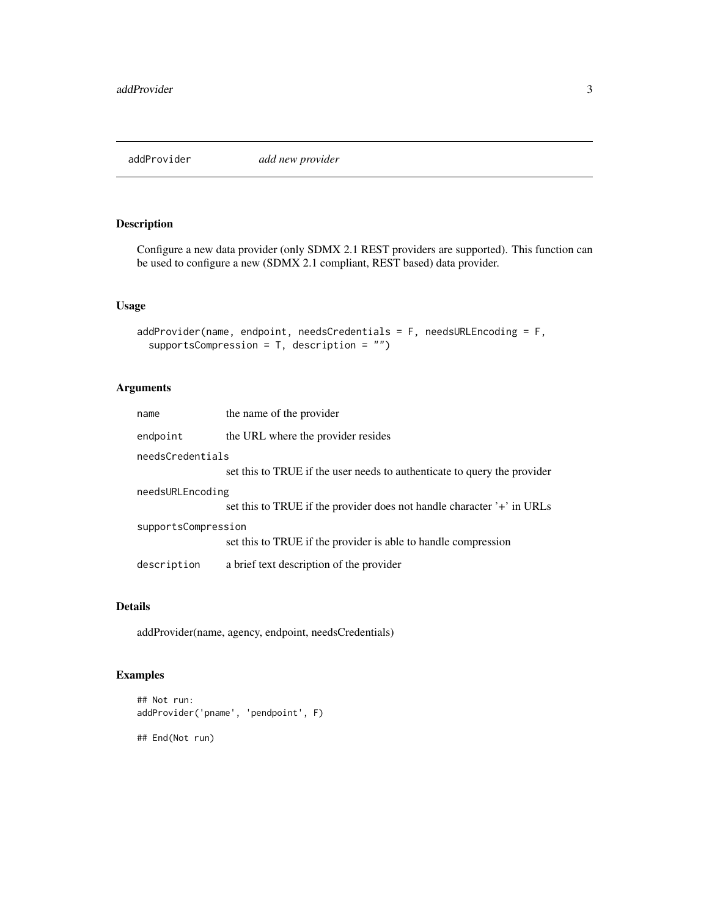# addProvider *add new provider*

## Description

Configure a new data provider (only SDMX 2.1 REST providers are supported). This function can be used to configure a new (SDMX 2.1 compliant, REST based) data provider.

## Usage

```
addProvider(name, endpoint, needsCredentials = F, needsURLEncoding = F,
  supportsCompression = T, description = "")
```

## Arguments

| Argument | Description |
| --- | --- |
| `name` | the name of the provider |
| `endpoint` | the URL where the provider resides |
| `needsCredentials` | set this to TRUE if the user needs to authenticate to query the provider |
| `needsURLEncoding` | set this to TRUE if the provider does not handle character '+' in URLs |
| `supportsCompression` | set this to TRUE if the provider is able to handle compression |
| `description` | a brief text description of the provider |

## Details

addProvider(name, agency, endpoint, needsCredentials)

## Examples

```
## Not run:
addProvider('pname', 'pendpoint', F)

## End(Not run)
```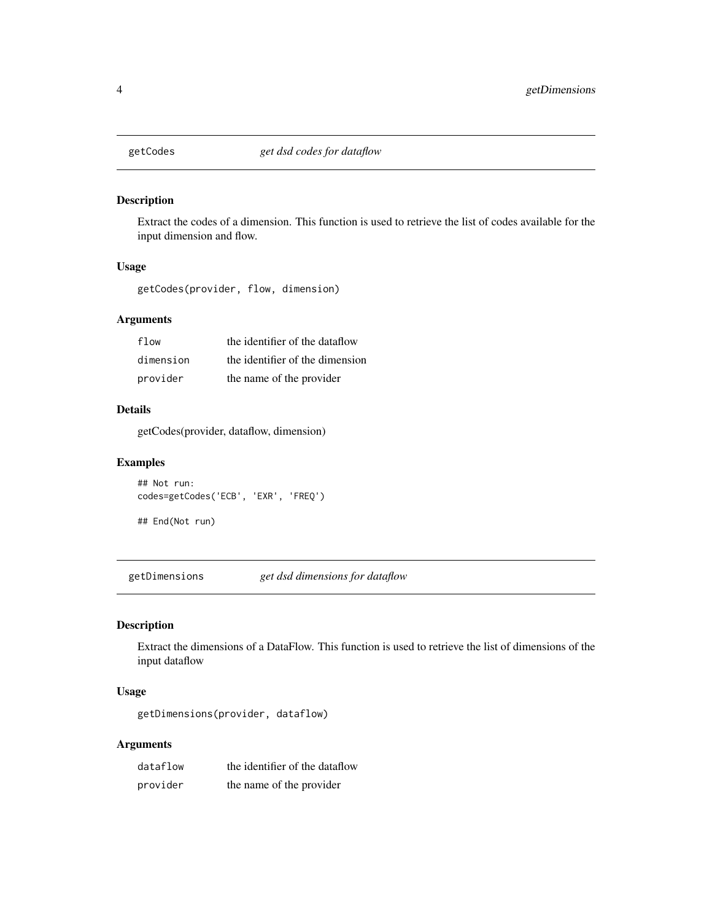## getCodes *get dsd codes for dataflow*

### Description

Extract the codes of a dimension. This function is used to retrieve the list of codes available for the input dimension and flow.

### Usage

```
getCodes(provider, flow, dimension)
```

### Arguments

| | |
|---|---|
| `flow` | the identifier of the dataflow |
| `dimension` | the identifier of the dimension |
| `provider` | the name of the provider |

### Details

getCodes(provider, dataflow, dimension)

### Examples

```
## Not run:
codes=getCodes('ECB', 'EXR', 'FREQ')

## End(Not run)
```

## getDimensions *get dsd dimensions for dataflow*

### Description

Extract the dimensions of a DataFlow. This function is used to retrieve the list of dimensions of the input dataflow

### Usage

```
getDimensions(provider, dataflow)
```

### Arguments

| | |
|---|---|
| `dataflow` | the identifier of the dataflow |
| `provider` | the name of the provider |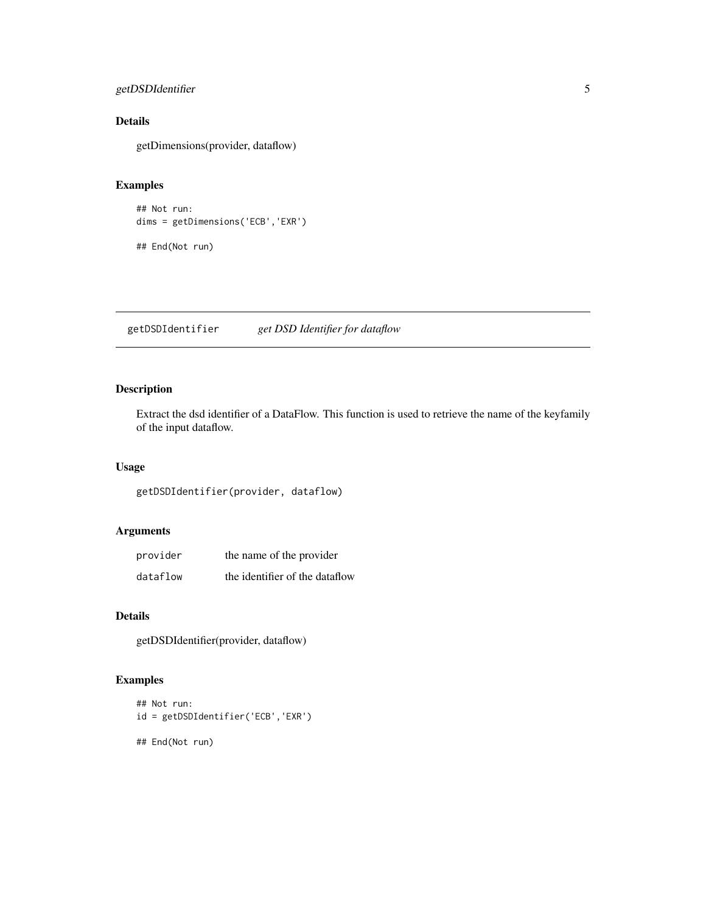### Details

getDimensions(provider, dataflow)

### Examples

```
## Not run:
dims = getDimensions('ECB','EXR')

## End(Not run)
```

---

## getDSDIdentifier *get DSD Identifier for dataflow*

---

### Description

Extract the dsd identifier of a DataFlow. This function is used to retrieve the name of the keyfamily of the input dataflow.

### Usage

```
getDSDIdentifier(provider, dataflow)
```

### Arguments

| | |
|---|---|
| provider | the name of the provider |
| dataflow | the identifier of the dataflow |

### Details

getDSDIdentifier(provider, dataflow)

### Examples

```
## Not run:
id = getDSDIdentifier('ECB','EXR')

## End(Not run)
```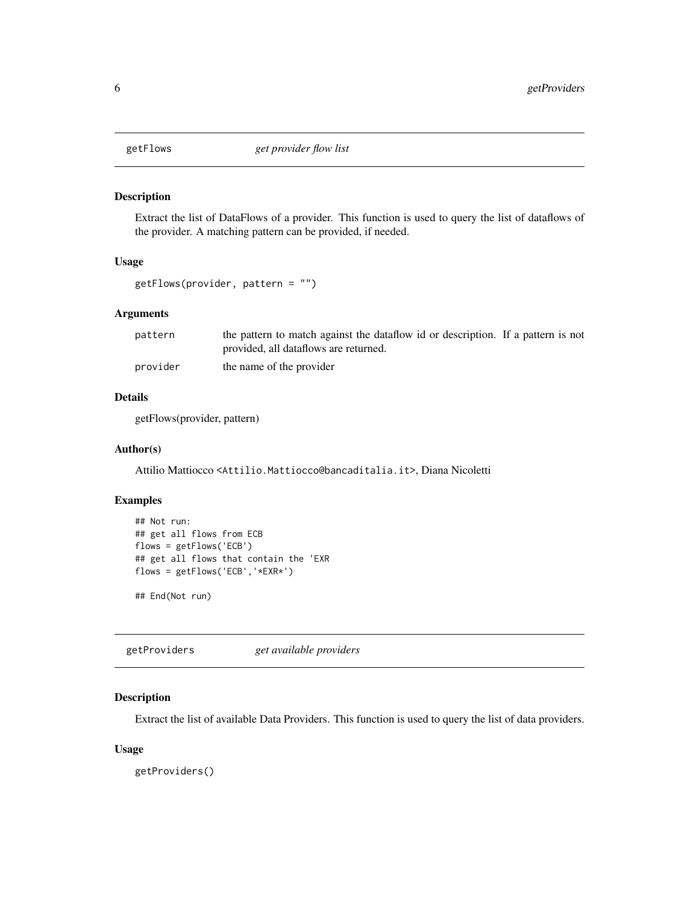## getFlows *get provider flow list*

### Description

Extract the list of DataFlows of a provider. This function is used to query the list of dataflows of the provider. A matching pattern can be provided, if needed.

### Usage

```
getFlows(provider, pattern = "")
```

### Arguments

| | |
|---|---|
| pattern | the pattern to match against the dataflow id or description. If a pattern is not provided, all dataflows are returned. |
| provider | the name of the provider |

### Details

getFlows(provider, pattern)

### Author(s)

Attilio Mattiocco <Attilio.Mattiocco@bancaditalia.it>, Diana Nicoletti

### Examples

```
## Not run:
## get all flows from ECB
flows = getFlows('ECB')
## get all flows that contain the 'EXR
flows = getFlows('ECB','*EXR*')

## End(Not run)
```

## getProviders *get available providers*

### Description

Extract the list of available Data Providers. This function is used to query the list of data providers.

### Usage

```
getProviders()
```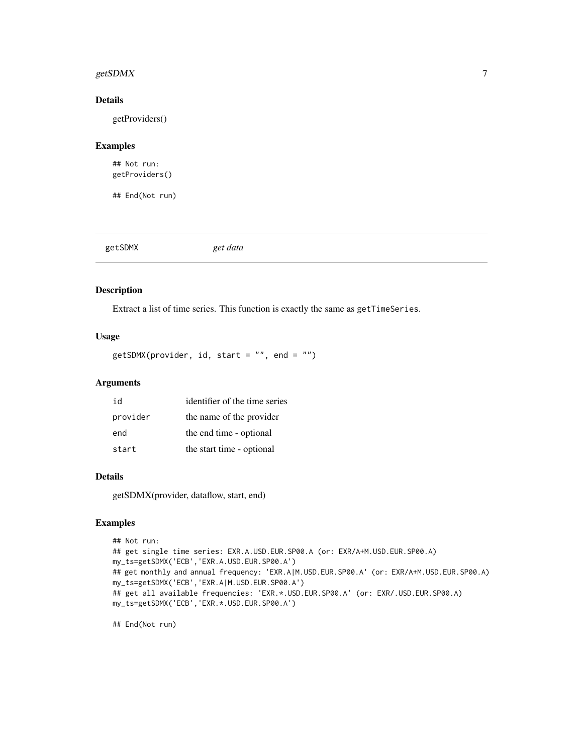### Details

getProviders()

### Examples

```
## Not run:
getProviders()

## End(Not run)
```

---

## getSDMX *get data*

---

### Description

Extract a list of time series. This function is exactly the same as `getTimeSeries`.

### Usage

```
getSDMX(provider, id, start = "", end = "")
```

### Arguments

| | |
|---|---|
| `id` | identifier of the time series |
| `provider` | the name of the provider |
| `end` | the end time - optional |
| `start` | the start time - optional |

### Details

getSDMX(provider, dataflow, start, end)

### Examples

```
## Not run:
## get single time series: EXR.A.USD.EUR.SP00.A (or: EXR/A+M.USD.EUR.SP00.A)
my_ts=getSDMX('ECB','EXR.A.USD.EUR.SP00.A')
## get monthly and annual frequency: 'EXR.A|M.USD.EUR.SP00.A' (or: EXR/A+M.USD.EUR.SP00.A)
my_ts=getSDMX('ECB','EXR.A|M.USD.EUR.SP00.A')
## get all available frequencies: 'EXR.*.USD.EUR.SP00.A' (or: EXR/.USD.EUR.SP00.A)
my_ts=getSDMX('ECB','EXR.*.USD.EUR.SP00.A')

## End(Not run)
```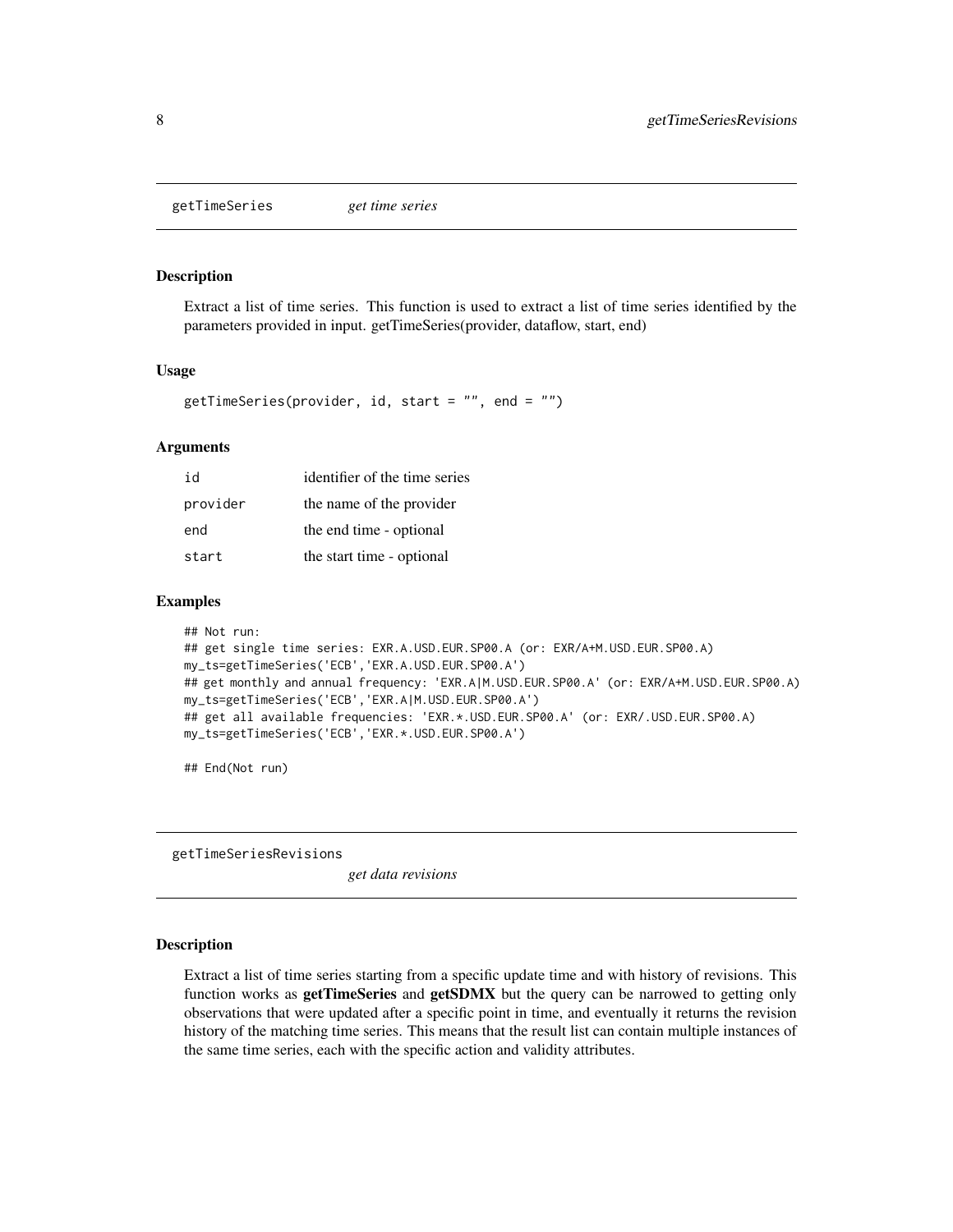## getTimeSeries *get time series*

### Description

Extract a list of time series. This function is used to extract a list of time series identified by the parameters provided in input. getTimeSeries(provider, dataflow, start, end)

### Usage

```
getTimeSeries(provider, id, start = "", end = "")
```

### Arguments

| | |
|---|---|
| id | identifier of the time series |
| provider | the name of the provider |
| end | the end time - optional |
| start | the start time - optional |

### Examples

```
## Not run:
## get single time series: EXR.A.USD.EUR.SP00.A (or: EXR/A+M.USD.EUR.SP00.A)
my_ts=getTimeSeries('ECB','EXR.A.USD.EUR.SP00.A')
## get monthly and annual frequency: 'EXR.A|M.USD.EUR.SP00.A' (or: EXR/A+M.USD.EUR.SP00.A)
my_ts=getTimeSeries('ECB','EXR.A|M.USD.EUR.SP00.A')
## get all available frequencies: 'EXR.*.USD.EUR.SP00.A' (or: EXR/.USD.EUR.SP00.A)
my_ts=getTimeSeries('ECB','EXR.*.USD.EUR.SP00.A')

## End(Not run)
```

## getTimeSeriesRevisions *get data revisions*

### Description

Extract a list of time series starting from a specific update time and with history of revisions. This function works as **getTimeSeries** and **getSDMX** but the query can be narrowed to getting only observations that were updated after a specific point in time, and eventually it returns the revision history of the matching time series. This means that the result list can contain multiple instances of the same time series, each with the specific action and validity attributes.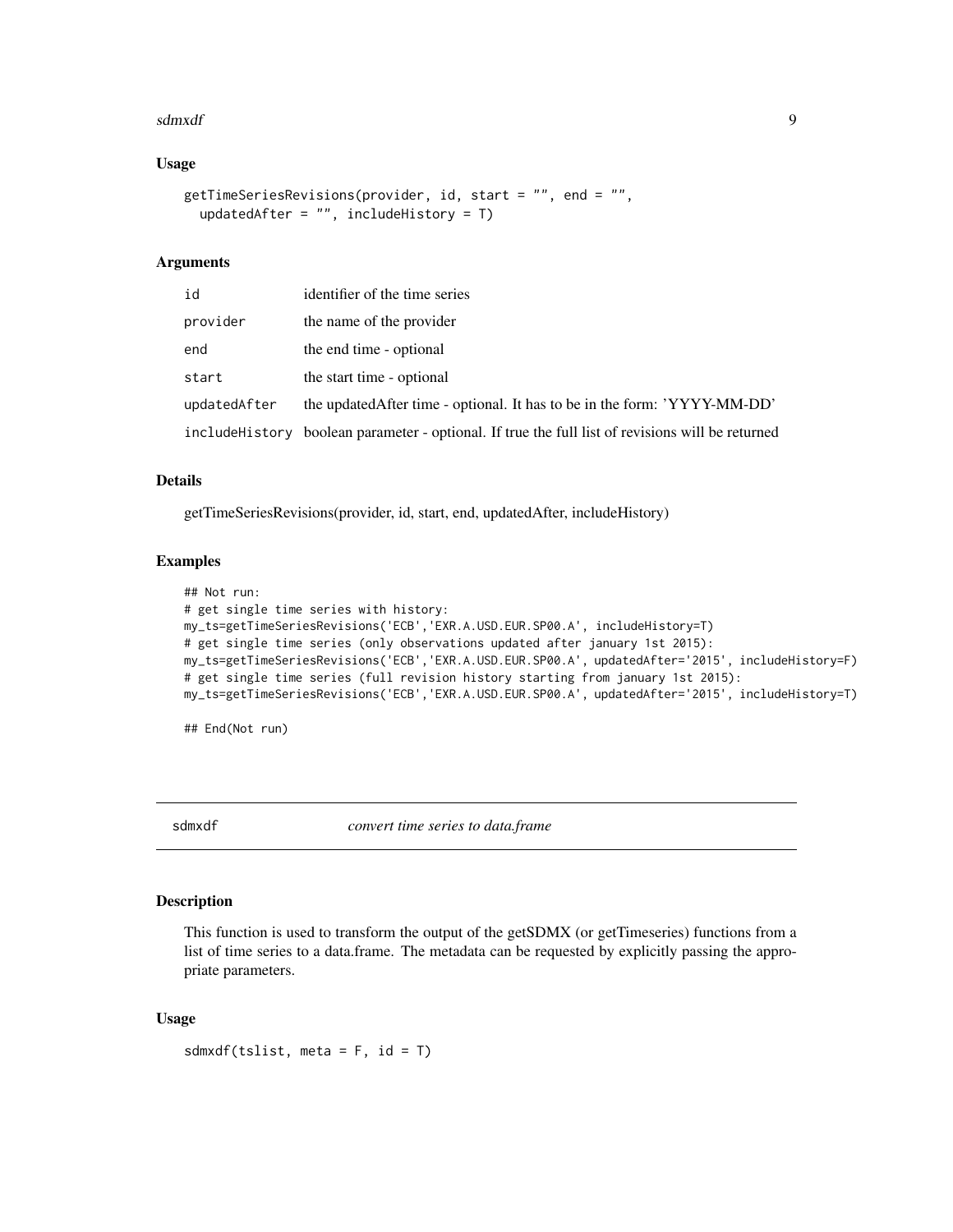### Usage

```
getTimeSeriesRevisions(provider, id, start = "", end = "",
  updatedAfter = "", includeHistory = T)
```

### Arguments

| | |
|---|---|
| `id` | identifier of the time series |
| `provider` | the name of the provider |
| `end` | the end time - optional |
| `start` | the start time - optional |
| `updatedAfter` | the updatedAfter time - optional. It has to be in the form: 'YYYY-MM-DD' |
| `includeHistory` | boolean parameter - optional. If true the full list of revisions will be returned |

### Details

getTimeSeriesRevisions(provider, id, start, end, updatedAfter, includeHistory)

### Examples

```
## Not run:
# get single time series with history:
my_ts=getTimeSeriesRevisions('ECB','EXR.A.USD.EUR.SP00.A', includeHistory=T)
# get single time series (only observations updated after january 1st 2015):
my_ts=getTimeSeriesRevisions('ECB','EXR.A.USD.EUR.SP00.A', updatedAfter='2015', includeHistory=F)
# get single time series (full revision history starting from january 1st 2015):
my_ts=getTimeSeriesRevisions('ECB','EXR.A.USD.EUR.SP00.A', updatedAfter='2015', includeHistory=T)

## End(Not run)
```

---

## `sdmxdf` *convert time series to data.frame*

---

### Description

This function is used to transform the output of the getSDMX (or getTimeseries) functions from a list of time series to a data.frame. The metadata can be requested by explicitly passing the appropriate parameters.

### Usage

```
sdmxdf(tslist, meta = F, id = T)
```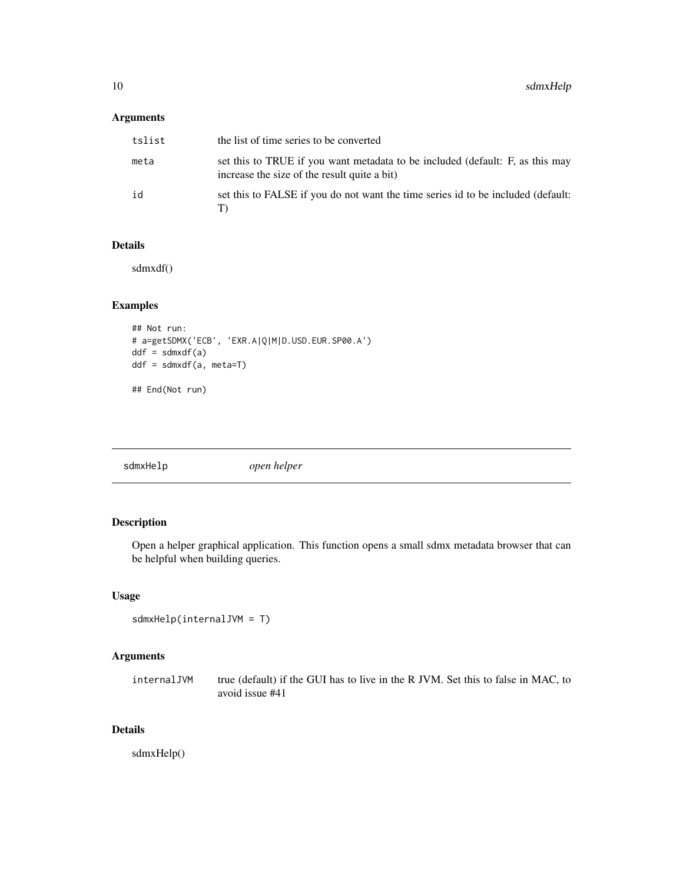### Arguments

| | |
|---|---|
| tslist | the list of time series to be converted |
| meta | set this to TRUE if you want metadata to be included (default: F, as this may increase the size of the result quite a bit) |
| id | set this to FALSE if you do not want the time series id to be included (default: T) |

### Details

sdmxdf()

### Examples

```
## Not run:
# a=getSDMX('ECB', 'EXR.A|Q|M|D.USD.EUR.SP00.A')
ddf = sdmxdf(a)
ddf = sdmxdf(a, meta=T)

## End(Not run)
```

---

## sdmxHelp *open helper*

---

### Description

Open a helper graphical application. This function opens a small sdmx metadata browser that can be helpful when building queries.

### Usage

```
sdmxHelp(internalJVM = T)
```

### Arguments

| | |
|---|---|
| internalJVM | true (default) if the GUI has to live in the R JVM. Set this to false in MAC, to avoid issue #41 |

### Details

sdmxHelp()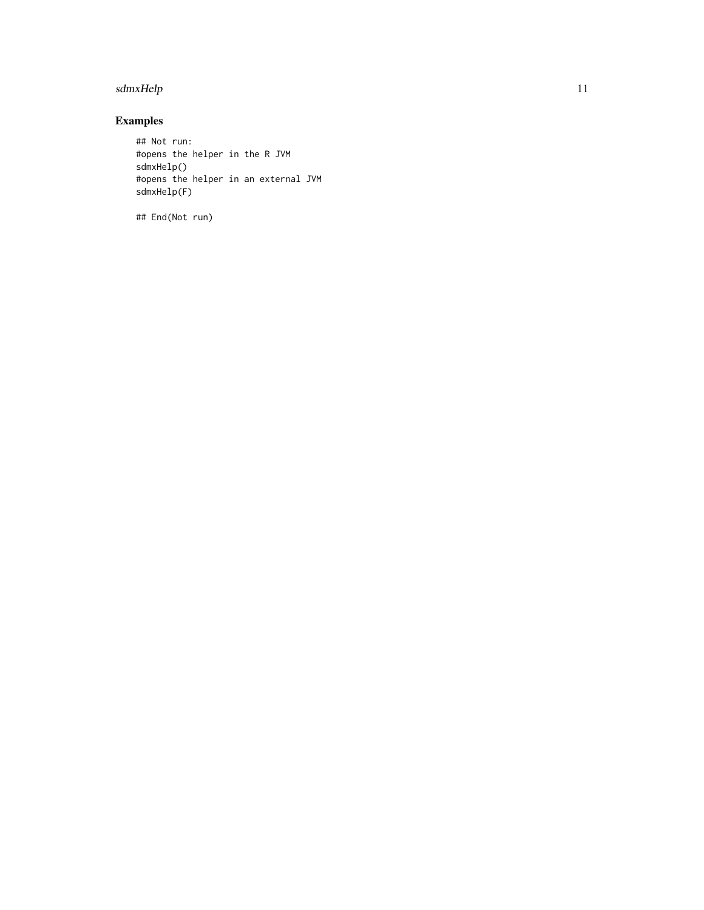## Examples

```
## Not run:
#opens the helper in the R JVM
sdmxHelp()
#opens the helper in an external JVM
sdmxHelp(F)

## End(Not run)
```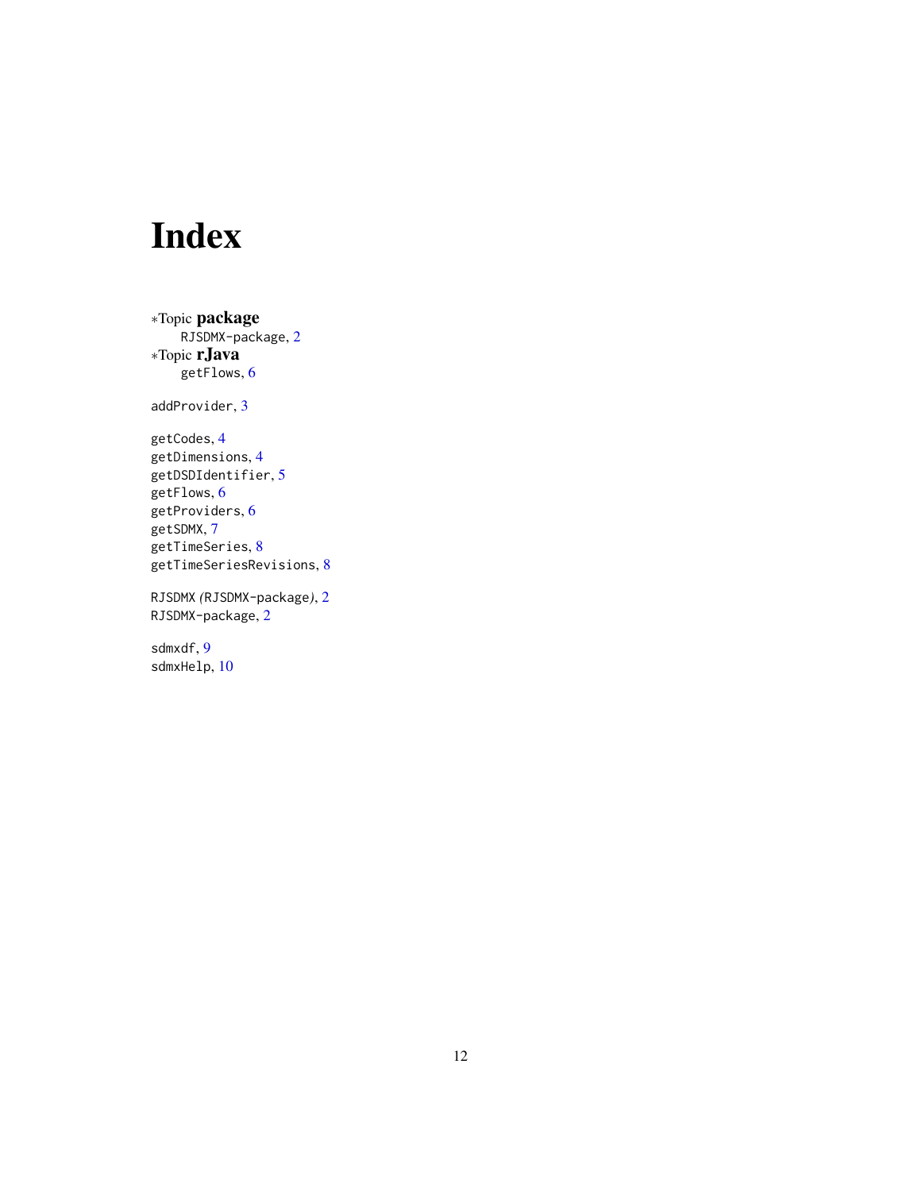# Index

*Topic **package**
  RJSDMX-package, 2
*Topic **rJava**
  getFlows, 6

addProvider, 3

getCodes, 4
getDimensions, 4
getDSDIdentifier, 5
getFlows, 6
getProviders, 6
getSDMX, 7
getTimeSeries, 8
getTimeSeriesRevisions, 8

RJSDMX *(RJSDMX-package)*, 2
RJSDMX-package, 2

sdmxdf, 9
sdmxHelp, 10